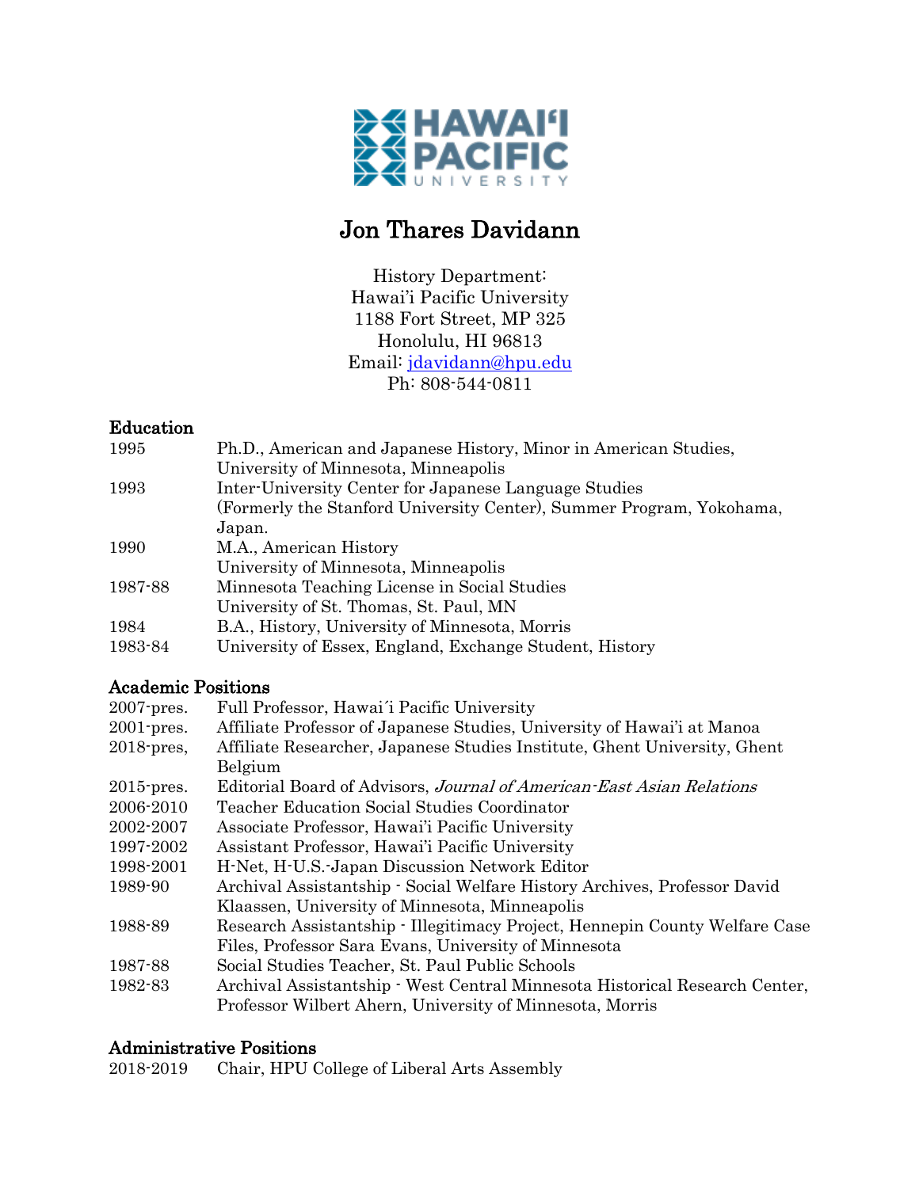# Jon Thares Davidann

History Department:
Hawai'i Pacific University
1188 Fort Street, MP 325
Honolulu, HI 96813
Email: jdavidann@hpu.edu
Ph: 808-544-0811

## Education

| | |
|---|---|
| 1995 | Ph.D., American and Japanese History, Minor in American Studies, University of Minnesota, Minneapolis |
| 1993 | Inter-University Center for Japanese Language Studies (Formerly the Stanford University Center), Summer Program, Yokohama, Japan. |
| 1990 | M.A., American History University of Minnesota, Minneapolis |
| 1987-88 | Minnesota Teaching License in Social Studies University of St. Thomas, St. Paul, MN |
| 1984 | B.A., History, University of Minnesota, Morris |
| 1983-84 | University of Essex, England, Exchange Student, History |

## Academic Positions

| | |
|---|---|
| 2007-pres. | Full Professor, Hawai´i Pacific University |
| 2001-pres. | Affiliate Professor of Japanese Studies, University of Hawai'i at Manoa |
| 2018-pres, | Affiliate Researcher, Japanese Studies Institute, Ghent University, Ghent Belgium |
| 2015-pres. | Editorial Board of Advisors, *Journal of American-East Asian Relations* |
| 2006-2010 | Teacher Education Social Studies Coordinator |
| 2002-2007 | Associate Professor, Hawai'i Pacific University |
| 1997-2002 | Assistant Professor, Hawai'i Pacific University |
| 1998-2001 | H-Net, H-U.S.-Japan Discussion Network Editor |
| 1989-90 | Archival Assistantship - Social Welfare History Archives, Professor David Klaassen, University of Minnesota, Minneapolis |
| 1988-89 | Research Assistantship - Illegitimacy Project, Hennepin County Welfare Case Files, Professor Sara Evans, University of Minnesota |
| 1987-88 | Social Studies Teacher, St. Paul Public Schools |
| 1982-83 | Archival Assistantship - West Central Minnesota Historical Research Center, Professor Wilbert Ahern, University of Minnesota, Morris |

## Administrative Positions

| | |
|---|---|
| 2018-2019 | Chair, HPU College of Liberal Arts Assembly |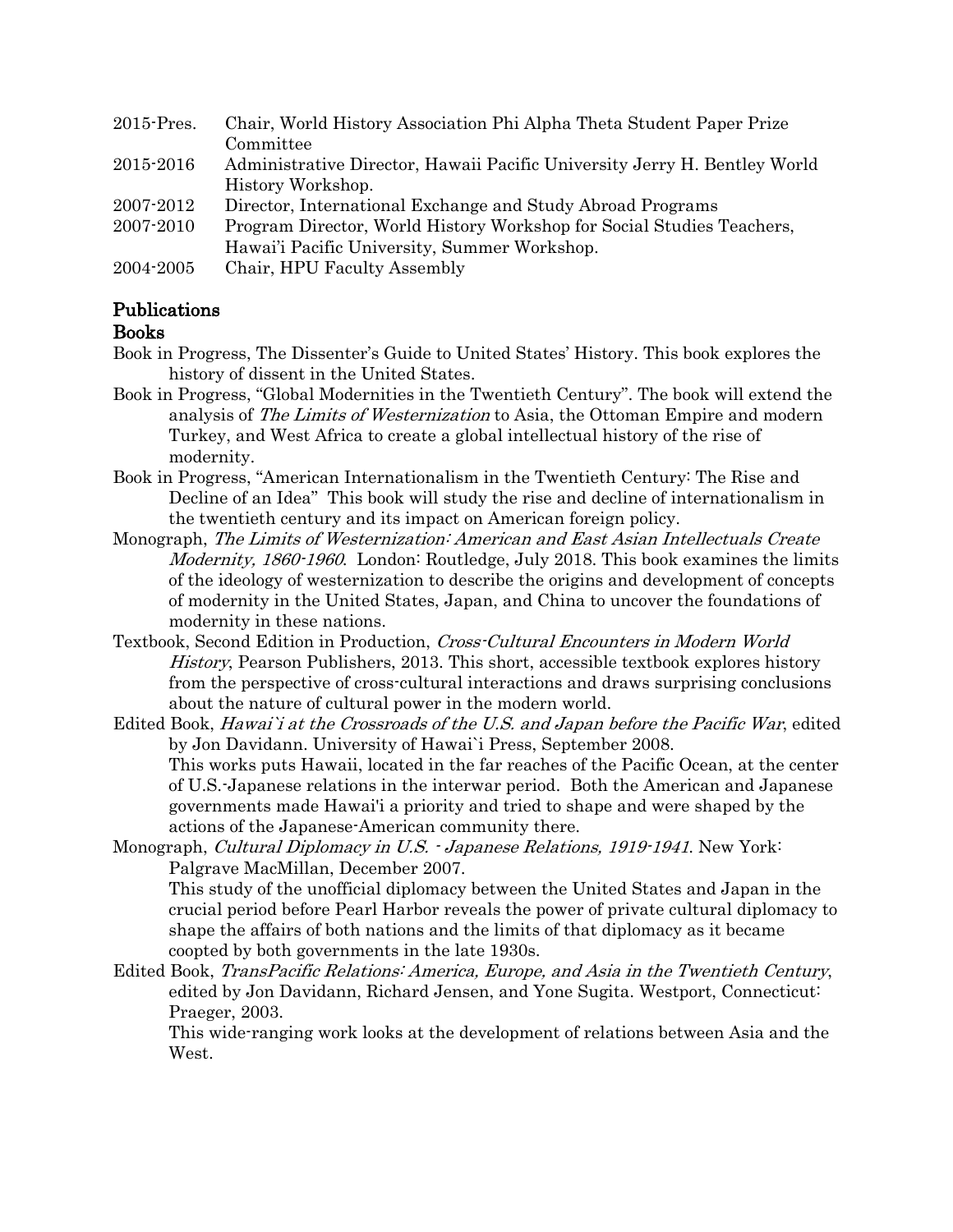| | |
|---|---|
| 2015-Pres. | Chair, World History Association Phi Alpha Theta Student Paper Prize Committee |
| 2015-2016 | Administrative Director, Hawaii Pacific University Jerry H. Bentley World History Workshop. |
| 2007-2012 | Director, International Exchange and Study Abroad Programs |
| 2007-2010 | Program Director, World History Workshop for Social Studies Teachers, Hawai'i Pacific University, Summer Workshop. |
| 2004-2005 | Chair, HPU Faculty Assembly |

## Publications

### Books

Book in Progress, The Dissenter's Guide to United States' History. This book explores the history of dissent in the United States.

Book in Progress, "Global Modernities in the Twentieth Century". The book will extend the analysis of *The Limits of Westernization* to Asia, the Ottoman Empire and modern Turkey, and West Africa to create a global intellectual history of the rise of modernity.

Book in Progress, "American Internationalism in the Twentieth Century: The Rise and Decline of an Idea" This book will study the rise and decline of internationalism in the twentieth century and its impact on American foreign policy.

Monograph, *The Limits of Westernization: American and East Asian Intellectuals Create Modernity, 1860-1960*. London: Routledge, July 2018. This book examines the limits of the ideology of westernization to describe the origins and development of concepts of modernity in the United States, Japan, and China to uncover the foundations of modernity in these nations.

Textbook, Second Edition in Production, *Cross-Cultural Encounters in Modern World History*, Pearson Publishers, 2013. This short, accessible textbook explores history from the perspective of cross-cultural interactions and draws surprising conclusions about the nature of cultural power in the modern world.

Edited Book, *Hawai`i at the Crossroads of the U.S. and Japan before the Pacific War*, edited by Jon Davidann. University of Hawai`i Press, September 2008.
This works puts Hawaii, located in the far reaches of the Pacific Ocean, at the center of U.S.-Japanese relations in the interwar period. Both the American and Japanese governments made Hawai'i a priority and tried to shape and were shaped by the actions of the Japanese-American community there.

Monograph, *Cultural Diplomacy in U.S. - Japanese Relations, 1919-1941*. New York: Palgrave MacMillan, December 2007.
This study of the unofficial diplomacy between the United States and Japan in the crucial period before Pearl Harbor reveals the power of private cultural diplomacy to shape the affairs of both nations and the limits of that diplomacy as it became coopted by both governments in the late 1930s.

Edited Book, *TransPacific Relations: America, Europe, and Asia in the Twentieth Century*, edited by Jon Davidann, Richard Jensen, and Yone Sugita. Westport, Connecticut: Praeger, 2003.
This wide-ranging work looks at the development of relations between Asia and the West.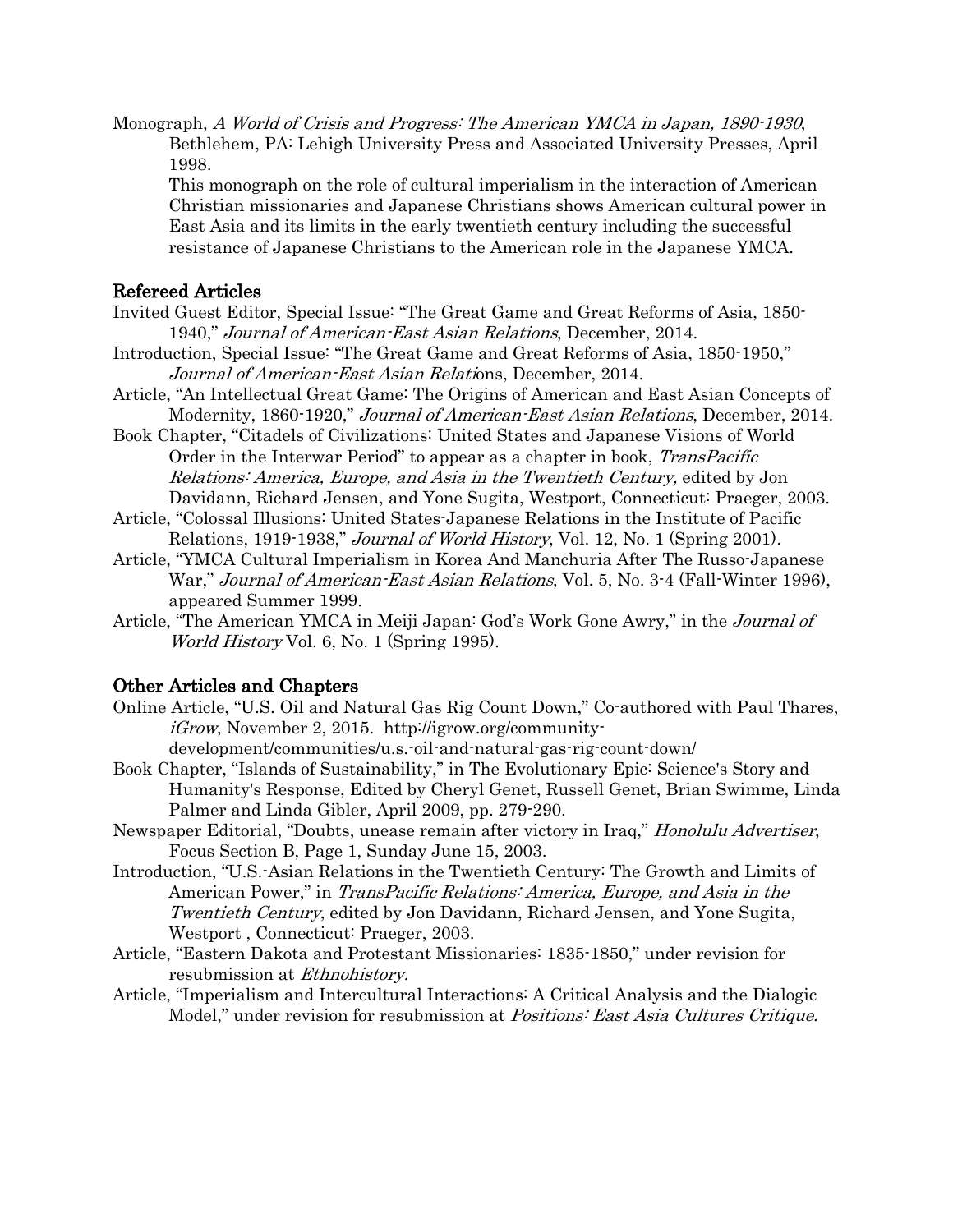Monograph, *A World of Crisis and Progress: The American YMCA in Japan, 1890-1930*, Bethlehem, PA: Lehigh University Press and Associated University Presses, April 1998.

This monograph on the role of cultural imperialism in the interaction of American Christian missionaries and Japanese Christians shows American cultural power in East Asia and its limits in the early twentieth century including the successful resistance of Japanese Christians to the American role in the Japanese YMCA.

## Refereed Articles

Invited Guest Editor, Special Issue: "The Great Game and Great Reforms of Asia, 1850-1940," *Journal of American-East Asian Relations*, December, 2014.

Introduction, Special Issue: "The Great Game and Great Reforms of Asia, 1850-1950," *Journal of American-East Asian Relations*, December, 2014.

Article, "An Intellectual Great Game: The Origins of American and East Asian Concepts of Modernity, 1860-1920," *Journal of American-East Asian Relations*, December, 2014.

Book Chapter, "Citadels of Civilizations: United States and Japanese Visions of World Order in the Interwar Period" to appear as a chapter in book, *TransPacific Relations: America, Europe, and Asia in the Twentieth Century,* edited by Jon Davidann, Richard Jensen, and Yone Sugita, Westport, Connecticut: Praeger, 2003.

Article, "Colossal Illusions: United States-Japanese Relations in the Institute of Pacific Relations, 1919-1938," *Journal of World History*, Vol. 12, No. 1 (Spring 2001).

Article, "YMCA Cultural Imperialism in Korea And Manchuria After The Russo-Japanese War," *Journal of American-East Asian Relations*, Vol. 5, No. 3-4 (Fall-Winter 1996), appeared Summer 1999.

Article, "The American YMCA in Meiji Japan: God's Work Gone Awry," in the *Journal of World History* Vol. 6, No. 1 (Spring 1995).

## Other Articles and Chapters

Online Article, "U.S. Oil and Natural Gas Rig Count Down," Co-authored with Paul Thares, *iGrow*, November 2, 2015. http://igrow.org/community-development/communities/u.s.-oil-and-natural-gas-rig-count-down/

Book Chapter, "Islands of Sustainability," in The Evolutionary Epic: Science's Story and Humanity's Response, Edited by Cheryl Genet, Russell Genet, Brian Swimme, Linda Palmer and Linda Gibler, April 2009, pp. 279-290.

Newspaper Editorial, "Doubts, unease remain after victory in Iraq," *Honolulu Advertiser*, Focus Section B, Page 1, Sunday June 15, 2003.

Introduction, "U.S.-Asian Relations in the Twentieth Century: The Growth and Limits of American Power," in *TransPacific Relations: America, Europe, and Asia in the Twentieth Century*, edited by Jon Davidann, Richard Jensen, and Yone Sugita, Westport , Connecticut: Praeger, 2003.

Article, "Eastern Dakota and Protestant Missionaries: 1835-1850," under revision for resubmission at *Ethnohistory.*

Article, "Imperialism and Intercultural Interactions: A Critical Analysis and the Dialogic Model," under revision for resubmission at *Positions: East Asia Cultures Critique.*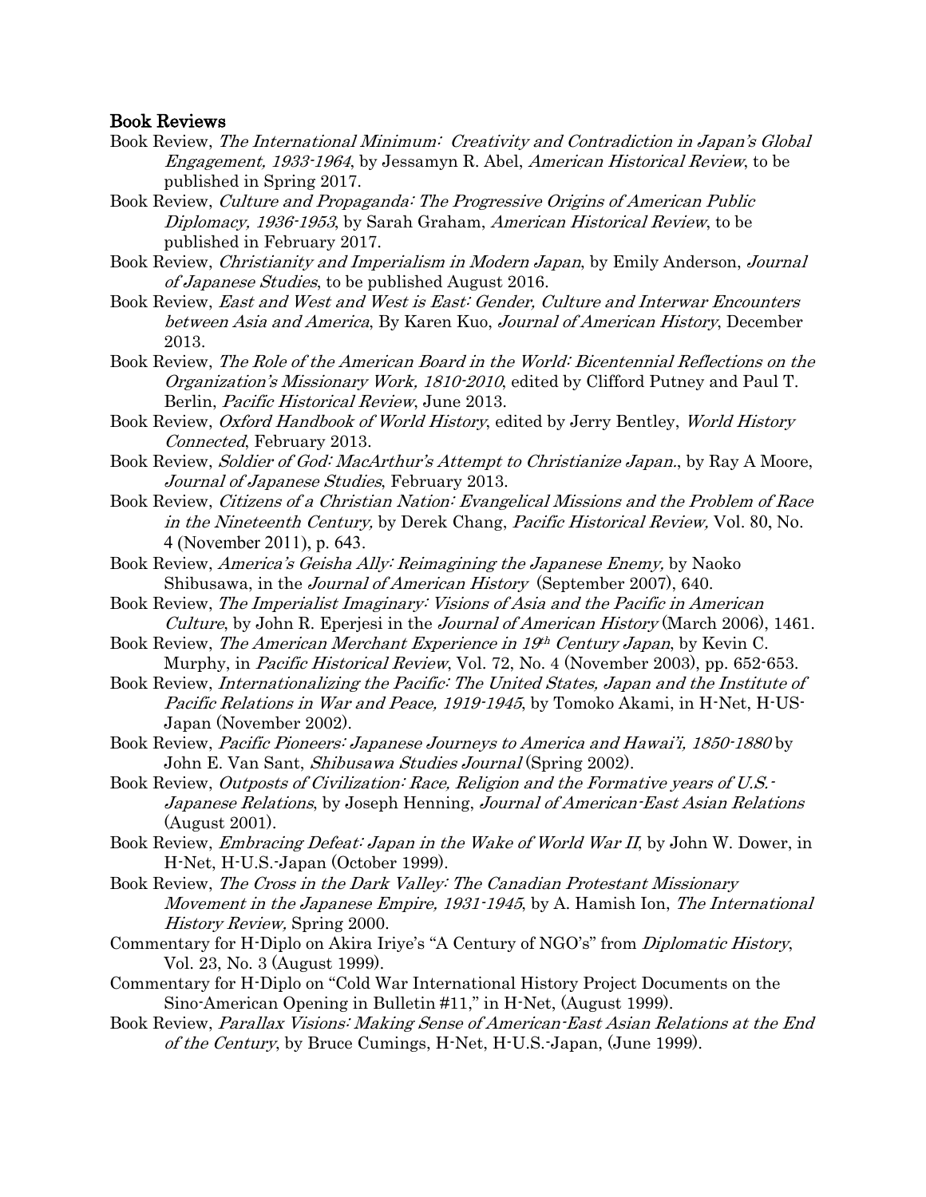## Book Reviews

Book Review, *The International Minimum: Creativity and Contradiction in Japan's Global Engagement, 1933-1964*, by Jessamyn R. Abel, *American Historical Review*, to be published in Spring 2017.

Book Review, *Culture and Propaganda: The Progressive Origins of American Public Diplomacy, 1936-1953*, by Sarah Graham, *American Historical Review*, to be published in February 2017.

Book Review, *Christianity and Imperialism in Modern Japan*, by Emily Anderson, *Journal of Japanese Studies*, to be published August 2016.

Book Review, *East and West and West is East: Gender, Culture and Interwar Encounters between Asia and America*, By Karen Kuo, *Journal of American History*, December 2013.

Book Review, *The Role of the American Board in the World: Bicentennial Reflections on the Organization's Missionary Work, 1810-2010*, edited by Clifford Putney and Paul T. Berlin, *Pacific Historical Review*, June 2013.

Book Review, *Oxford Handbook of World History*, edited by Jerry Bentley, *World History Connected*, February 2013.

Book Review, *Soldier of God: MacArthur's Attempt to Christianize Japan.*, by Ray A Moore, *Journal of Japanese Studies*, February 2013.

Book Review, *Citizens of a Christian Nation: Evangelical Missions and the Problem of Race in the Nineteenth Century,* by Derek Chang, *Pacific Historical Review,* Vol. 80, No. 4 (November 2011), p. 643.

Book Review, *America's Geisha Ally: Reimagining the Japanese Enemy,* by Naoko Shibusawa, in the *Journal of American History* (September 2007), 640.

Book Review, *The Imperialist Imaginary: Visions of Asia and the Pacific in American Culture*, by John R. Eperjesi in the *Journal of American History* (March 2006), 1461.

Book Review, *The American Merchant Experience in 19th Century Japan*, by Kevin C. Murphy, in *Pacific Historical Review*, Vol. 72, No. 4 (November 2003), pp. 652-653.

Book Review, *Internationalizing the Pacific: The United States, Japan and the Institute of Pacific Relations in War and Peace, 1919-1945*, by Tomoko Akami, in H-Net, H-US-Japan (November 2002).

Book Review, *Pacific Pioneers: Japanese Journeys to America and Hawai'i, 1850-1880* by John E. Van Sant, *Shibusawa Studies Journal* (Spring 2002).

Book Review, *Outposts of Civilization: Race, Religion and the Formative years of U.S.-Japanese Relations*, by Joseph Henning, *Journal of American-East Asian Relations* (August 2001).

Book Review, *Embracing Defeat: Japan in the Wake of World War II*, by John W. Dower, in H-Net, H-U.S.-Japan (October 1999).

Book Review, *The Cross in the Dark Valley: The Canadian Protestant Missionary Movement in the Japanese Empire, 1931-1945*, by A. Hamish Ion, *The International History Review,* Spring 2000.

Commentary for H-Diplo on Akira Iriye's "A Century of NGO's" from *Diplomatic History*, Vol. 23, No. 3 (August 1999).

Commentary for H-Diplo on "Cold War International History Project Documents on the Sino-American Opening in Bulletin #11," in H-Net, (August 1999).

Book Review, *Parallax Visions: Making Sense of American-East Asian Relations at the End of the Century*, by Bruce Cumings, H-Net, H-U.S.-Japan, (June 1999).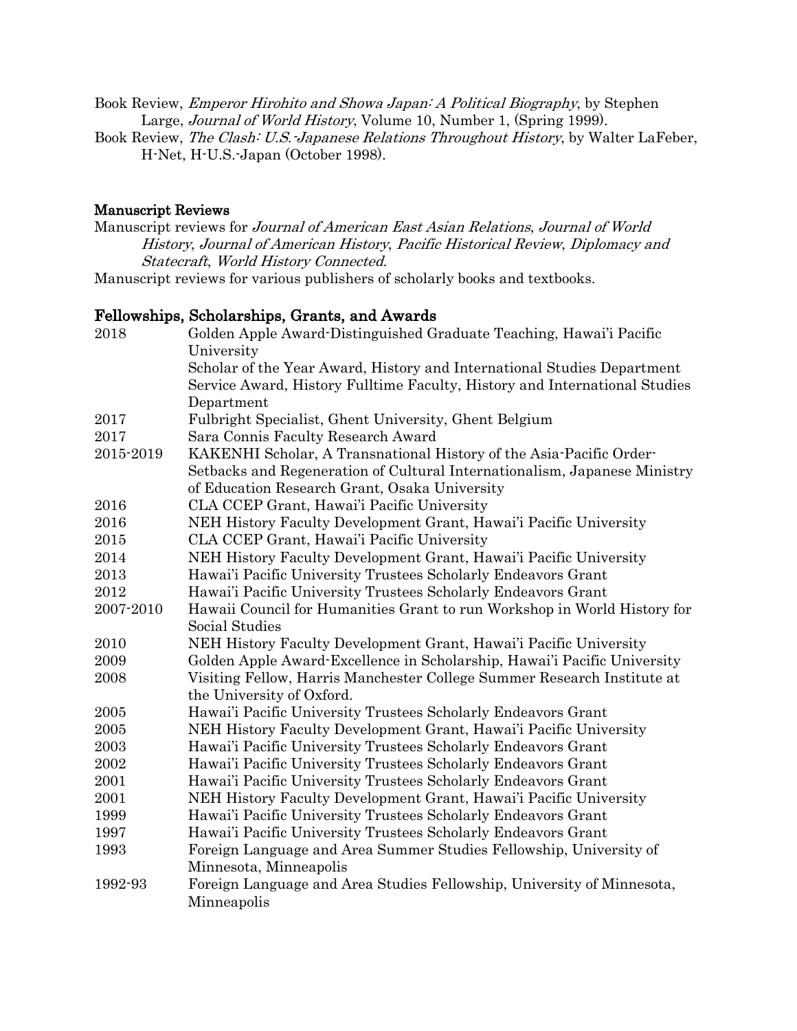Book Review, *Emperor Hirohito and Showa Japan: A Political Biography*, by Stephen Large, *Journal of World History*, Volume 10, Number 1, (Spring 1999).

Book Review, *The Clash: U.S.-Japanese Relations Throughout History*, by Walter LaFeber, H-Net, H-U.S.-Japan (October 1998).

## Manuscript Reviews

Manuscript reviews for *Journal of American East Asian Relations*, *Journal of World History*, *Journal of American History*, *Pacific Historical Review*, *Diplomacy and Statecraft*, *World History Connected.*

Manuscript reviews for various publishers of scholarly books and textbooks.

## Fellowships, Scholarships, Grants, and Awards

| | |
|---|---|
| 2018 | Golden Apple Award-Distinguished Graduate Teaching, Hawai'i Pacific University |
| | Scholar of the Year Award, History and International Studies Department |
| | Service Award, History Fulltime Faculty, History and International Studies Department |
| 2017 | Fulbright Specialist, Ghent University, Ghent Belgium |
| 2017 | Sara Connis Faculty Research Award |
| 2015-2019 | KAKENHI Scholar, A Transnational History of the Asia-Pacific Order-Setbacks and Regeneration of Cultural Internationalism, Japanese Ministry of Education Research Grant, Osaka University |
| 2016 | CLA CCEP Grant, Hawai'i Pacific University |
| 2016 | NEH History Faculty Development Grant, Hawai'i Pacific University |
| 2015 | CLA CCEP Grant, Hawai'i Pacific University |
| 2014 | NEH History Faculty Development Grant, Hawai'i Pacific University |
| 2013 | Hawai'i Pacific University Trustees Scholarly Endeavors Grant |
| 2012 | Hawai'i Pacific University Trustees Scholarly Endeavors Grant |
| 2007-2010 | Hawaii Council for Humanities Grant to run Workshop in World History for Social Studies |
| 2010 | NEH History Faculty Development Grant, Hawai'i Pacific University |
| 2009 | Golden Apple Award-Excellence in Scholarship, Hawai'i Pacific University |
| 2008 | Visiting Fellow, Harris Manchester College Summer Research Institute at the University of Oxford. |
| 2005 | Hawai'i Pacific University Trustees Scholarly Endeavors Grant |
| 2005 | NEH History Faculty Development Grant, Hawai'i Pacific University |
| 2003 | Hawai'i Pacific University Trustees Scholarly Endeavors Grant |
| 2002 | Hawai'i Pacific University Trustees Scholarly Endeavors Grant |
| 2001 | Hawai'i Pacific University Trustees Scholarly Endeavors Grant |
| 2001 | NEH History Faculty Development Grant, Hawai'i Pacific University |
| 1999 | Hawai'i Pacific University Trustees Scholarly Endeavors Grant |
| 1997 | Hawai'i Pacific University Trustees Scholarly Endeavors Grant |
| 1993 | Foreign Language and Area Summer Studies Fellowship, University of Minnesota, Minneapolis |
| 1992-93 | Foreign Language and Area Studies Fellowship, University of Minnesota, Minneapolis |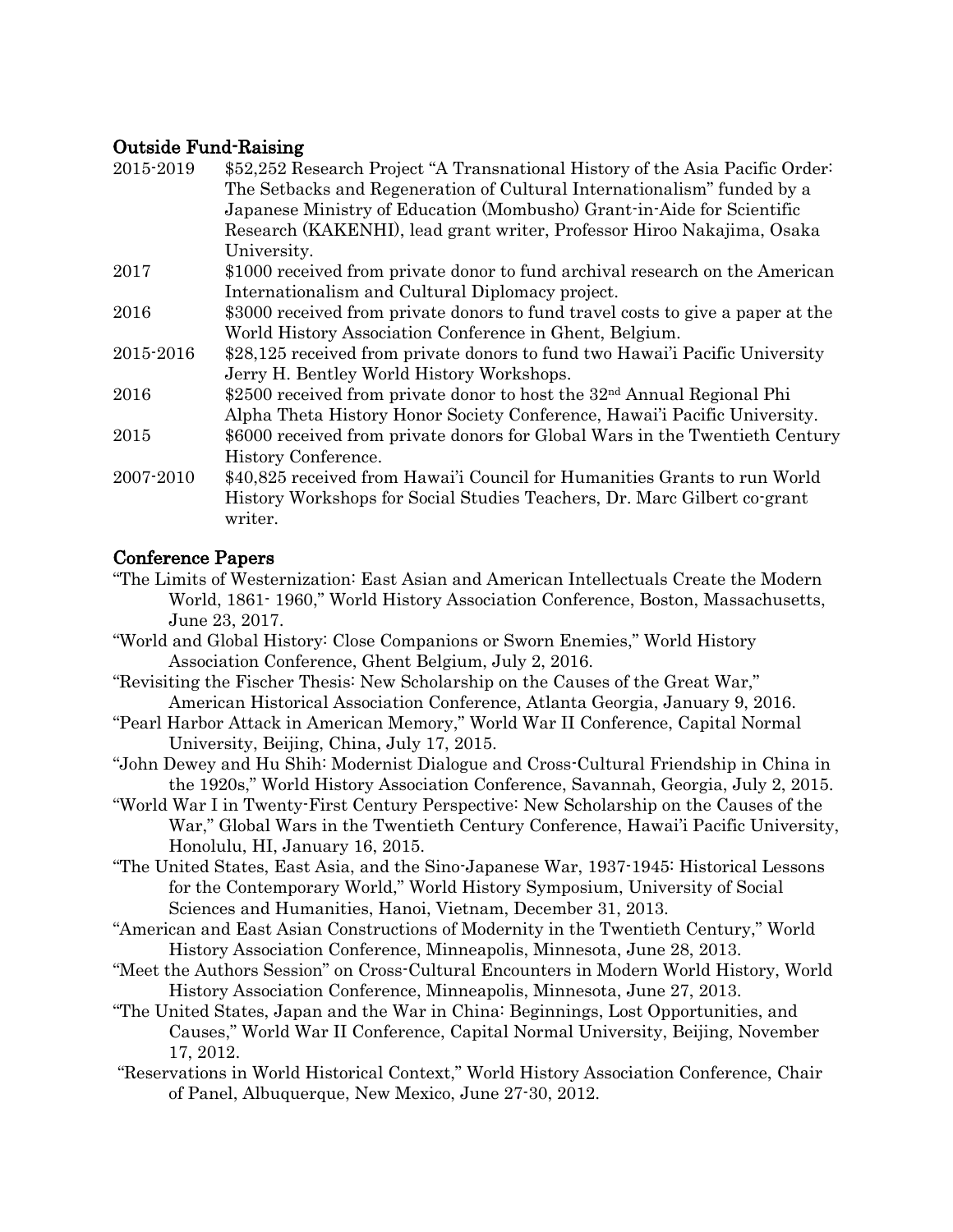## Outside Fund-Raising

| | |
|---|---|
| 2015-2019 | $52,252 Research Project "A Transnational History of the Asia Pacific Order: The Setbacks and Regeneration of Cultural Internationalism" funded by a Japanese Ministry of Education (Mombusho) Grant-in-Aide for Scientific Research (KAKENHI), lead grant writer, Professor Hiroo Nakajima, Osaka University. |
| 2017 | $1000 received from private donor to fund archival research on the American Internationalism and Cultural Diplomacy project. |
| 2016 | $3000 received from private donors to fund travel costs to give a paper at the World History Association Conference in Ghent, Belgium. |
| 2015-2016 | $28,125 received from private donors to fund two Hawai'i Pacific University Jerry H. Bentley World History Workshops. |
| 2016 | $2500 received from private donor to host the 32nd Annual Regional Phi Alpha Theta History Honor Society Conference, Hawai'i Pacific University. |
| 2015 | $6000 received from private donors for Global Wars in the Twentieth Century History Conference. |
| 2007-2010 | $40,825 received from Hawai'i Council for Humanities Grants to run World History Workshops for Social Studies Teachers, Dr. Marc Gilbert co-grant writer. |

## Conference Papers

"The Limits of Westernization: East Asian and American Intellectuals Create the Modern World, 1861- 1960," World History Association Conference, Boston, Massachusetts, June 23, 2017.

"World and Global History: Close Companions or Sworn Enemies," World History Association Conference, Ghent Belgium, July 2, 2016.

"Revisiting the Fischer Thesis: New Scholarship on the Causes of the Great War," American Historical Association Conference, Atlanta Georgia, January 9, 2016.

"Pearl Harbor Attack in American Memory," World War II Conference, Capital Normal University, Beijing, China, July 17, 2015.

"John Dewey and Hu Shih: Modernist Dialogue and Cross-Cultural Friendship in China in the 1920s," World History Association Conference, Savannah, Georgia, July 2, 2015.

"World War I in Twenty-First Century Perspective: New Scholarship on the Causes of the War," Global Wars in the Twentieth Century Conference, Hawai'i Pacific University, Honolulu, HI, January 16, 2015.

"The United States, East Asia, and the Sino-Japanese War, 1937-1945: Historical Lessons for the Contemporary World," World History Symposium, University of Social Sciences and Humanities, Hanoi, Vietnam, December 31, 2013.

"American and East Asian Constructions of Modernity in the Twentieth Century," World History Association Conference, Minneapolis, Minnesota, June 28, 2013.

"Meet the Authors Session" on Cross-Cultural Encounters in Modern World History, World History Association Conference, Minneapolis, Minnesota, June 27, 2013.

"The United States, Japan and the War in China: Beginnings, Lost Opportunities, and Causes," World War II Conference, Capital Normal University, Beijing, November 17, 2012.

"Reservations in World Historical Context," World History Association Conference, Chair of Panel, Albuquerque, New Mexico, June 27-30, 2012.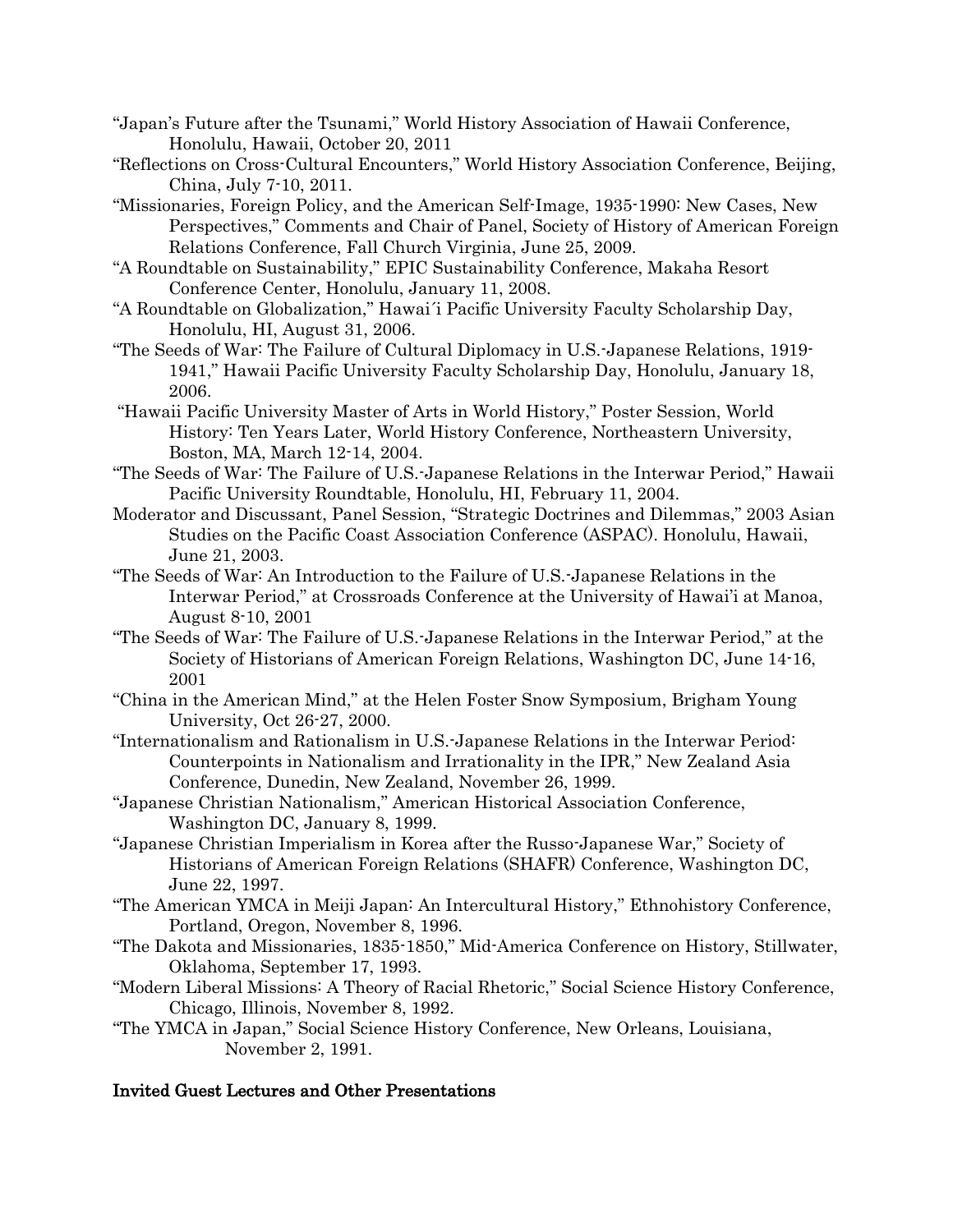"Japan's Future after the Tsunami," World History Association of Hawaii Conference, Honolulu, Hawaii, October 20, 2011

"Reflections on Cross-Cultural Encounters," World History Association Conference, Beijing, China, July 7-10, 2011.

"Missionaries, Foreign Policy, and the American Self-Image, 1935-1990: New Cases, New Perspectives," Comments and Chair of Panel, Society of History of American Foreign Relations Conference, Fall Church Virginia, June 25, 2009.

"A Roundtable on Sustainability," EPIC Sustainability Conference, Makaha Resort Conference Center, Honolulu, January 11, 2008.

"A Roundtable on Globalization," Hawai´i Pacific University Faculty Scholarship Day, Honolulu, HI, August 31, 2006.

"The Seeds of War: The Failure of Cultural Diplomacy in U.S.-Japanese Relations, 1919-1941," Hawaii Pacific University Faculty Scholarship Day, Honolulu, January 18, 2006.

"Hawaii Pacific University Master of Arts in World History," Poster Session, World History: Ten Years Later, World History Conference, Northeastern University, Boston, MA, March 12-14, 2004.

"The Seeds of War: The Failure of U.S.-Japanese Relations in the Interwar Period," Hawaii Pacific University Roundtable, Honolulu, HI, February 11, 2004.

Moderator and Discussant, Panel Session, "Strategic Doctrines and Dilemmas," 2003 Asian Studies on the Pacific Coast Association Conference (ASPAC). Honolulu, Hawaii, June 21, 2003.

"The Seeds of War: An Introduction to the Failure of U.S.-Japanese Relations in the Interwar Period," at Crossroads Conference at the University of Hawai'i at Manoa, August 8-10, 2001

"The Seeds of War: The Failure of U.S.-Japanese Relations in the Interwar Period," at the Society of Historians of American Foreign Relations, Washington DC, June 14-16, 2001

"China in the American Mind," at the Helen Foster Snow Symposium, Brigham Young University, Oct 26-27, 2000.

"Internationalism and Rationalism in U.S.-Japanese Relations in the Interwar Period: Counterpoints in Nationalism and Irrationality in the IPR," New Zealand Asia Conference, Dunedin, New Zealand, November 26, 1999.

"Japanese Christian Nationalism," American Historical Association Conference, Washington DC, January 8, 1999.

"Japanese Christian Imperialism in Korea after the Russo-Japanese War," Society of Historians of American Foreign Relations (SHAFR) Conference, Washington DC, June 22, 1997.

"The American YMCA in Meiji Japan: An Intercultural History," Ethnohistory Conference, Portland, Oregon, November 8, 1996.

"The Dakota and Missionaries, 1835-1850," Mid-America Conference on History, Stillwater, Oklahoma, September 17, 1993.

"Modern Liberal Missions: A Theory of Racial Rhetoric," Social Science History Conference, Chicago, Illinois, November 8, 1992.

"The YMCA in Japan," Social Science History Conference, New Orleans, Louisiana, November 2, 1991.

## Invited Guest Lectures and Other Presentations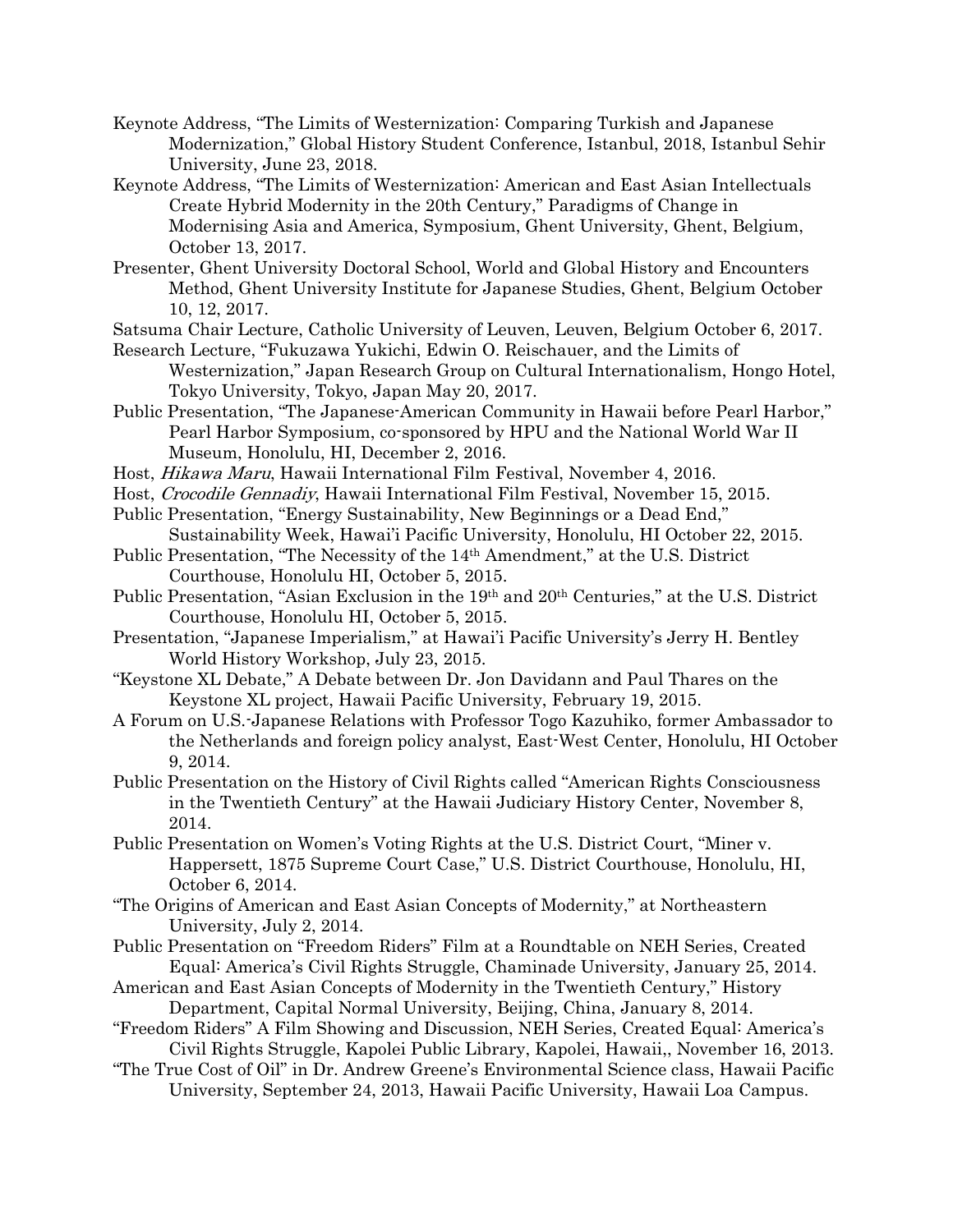Keynote Address, "The Limits of Westernization: Comparing Turkish and Japanese Modernization," Global History Student Conference, Istanbul, 2018, Istanbul Sehir University, June 23, 2018.

Keynote Address, "The Limits of Westernization: American and East Asian Intellectuals Create Hybrid Modernity in the 20th Century," Paradigms of Change in Modernising Asia and America, Symposium, Ghent University, Ghent, Belgium, October 13, 2017.

Presenter, Ghent University Doctoral School, World and Global History and Encounters Method, Ghent University Institute for Japanese Studies, Ghent, Belgium October 10, 12, 2017.

Satsuma Chair Lecture, Catholic University of Leuven, Leuven, Belgium October 6, 2017.

Research Lecture, "Fukuzawa Yukichi, Edwin O. Reischauer, and the Limits of Westernization," Japan Research Group on Cultural Internationalism, Hongo Hotel, Tokyo University, Tokyo, Japan May 20, 2017.

Public Presentation, "The Japanese-American Community in Hawaii before Pearl Harbor," Pearl Harbor Symposium, co-sponsored by HPU and the National World War II Museum, Honolulu, HI, December 2, 2016.

Host, *Hikawa Maru*, Hawaii International Film Festival, November 4, 2016.

Host, *Crocodile Gennadiy*, Hawaii International Film Festival, November 15, 2015.

Public Presentation, "Energy Sustainability, New Beginnings or a Dead End," Sustainability Week, Hawai'i Pacific University, Honolulu, HI October 22, 2015.

Public Presentation, "The Necessity of the 14th Amendment," at the U.S. District Courthouse, Honolulu HI, October 5, 2015.

Public Presentation, "Asian Exclusion in the 19th and 20th Centuries," at the U.S. District Courthouse, Honolulu HI, October 5, 2015.

Presentation, "Japanese Imperialism," at Hawai'i Pacific University's Jerry H. Bentley World History Workshop, July 23, 2015.

"Keystone XL Debate," A Debate between Dr. Jon Davidann and Paul Thares on the Keystone XL project, Hawaii Pacific University, February 19, 2015.

A Forum on U.S.-Japanese Relations with Professor Togo Kazuhiko, former Ambassador to the Netherlands and foreign policy analyst, East-West Center, Honolulu, HI October 9, 2014.

Public Presentation on the History of Civil Rights called "American Rights Consciousness in the Twentieth Century" at the Hawaii Judiciary History Center, November 8, 2014.

Public Presentation on Women's Voting Rights at the U.S. District Court, "Miner v. Happersett, 1875 Supreme Court Case," U.S. District Courthouse, Honolulu, HI, October 6, 2014.

"The Origins of American and East Asian Concepts of Modernity," at Northeastern University, July 2, 2014.

Public Presentation on "Freedom Riders" Film at a Roundtable on NEH Series, Created Equal: America's Civil Rights Struggle, Chaminade University, January 25, 2014.

American and East Asian Concepts of Modernity in the Twentieth Century," History Department, Capital Normal University, Beijing, China, January 8, 2014.

"Freedom Riders" A Film Showing and Discussion, NEH Series, Created Equal: America's Civil Rights Struggle, Kapolei Public Library, Kapolei, Hawaii,, November 16, 2013.

"The True Cost of Oil" in Dr. Andrew Greene's Environmental Science class, Hawaii Pacific University, September 24, 2013, Hawaii Pacific University, Hawaii Loa Campus.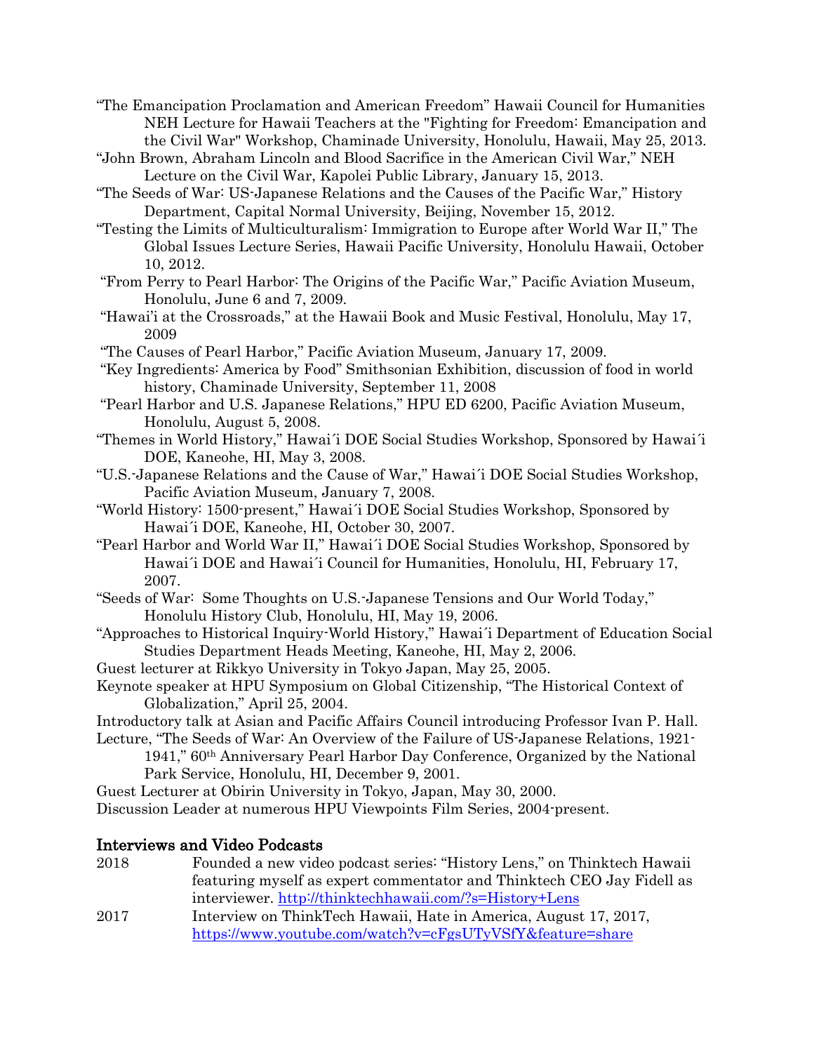"The Emancipation Proclamation and American Freedom" Hawaii Council for Humanities NEH Lecture for Hawaii Teachers at the "Fighting for Freedom: Emancipation and the Civil War" Workshop, Chaminade University, Honolulu, Hawaii, May 25, 2013.

"John Brown, Abraham Lincoln and Blood Sacrifice in the American Civil War," NEH Lecture on the Civil War, Kapolei Public Library, January 15, 2013.

"The Seeds of War: US-Japanese Relations and the Causes of the Pacific War," History Department, Capital Normal University, Beijing, November 15, 2012.

"Testing the Limits of Multiculturalism: Immigration to Europe after World War II," The Global Issues Lecture Series, Hawaii Pacific University, Honolulu Hawaii, October 10, 2012.

"From Perry to Pearl Harbor: The Origins of the Pacific War," Pacific Aviation Museum, Honolulu, June 6 and 7, 2009.

"Hawai'i at the Crossroads," at the Hawaii Book and Music Festival, Honolulu, May 17, 2009

"The Causes of Pearl Harbor," Pacific Aviation Museum, January 17, 2009.

"Key Ingredients: America by Food" Smithsonian Exhibition, discussion of food in world history, Chaminade University, September 11, 2008

"Pearl Harbor and U.S. Japanese Relations," HPU ED 6200, Pacific Aviation Museum, Honolulu, August 5, 2008.

"Themes in World History," Hawai´i DOE Social Studies Workshop, Sponsored by Hawai´i DOE, Kaneohe, HI, May 3, 2008.

"U.S.-Japanese Relations and the Cause of War," Hawai´i DOE Social Studies Workshop, Pacific Aviation Museum, January 7, 2008.

"World History: 1500-present," Hawai´i DOE Social Studies Workshop, Sponsored by Hawai´i DOE, Kaneohe, HI, October 30, 2007.

"Pearl Harbor and World War II," Hawai´i DOE Social Studies Workshop, Sponsored by Hawai´i DOE and Hawai´i Council for Humanities, Honolulu, HI, February 17, 2007.

"Seeds of War: Some Thoughts on U.S.-Japanese Tensions and Our World Today," Honolulu History Club, Honolulu, HI, May 19, 2006.

"Approaches to Historical Inquiry-World History," Hawai´i Department of Education Social Studies Department Heads Meeting, Kaneohe, HI, May 2, 2006.

Guest lecturer at Rikkyo University in Tokyo Japan, May 25, 2005.

Keynote speaker at HPU Symposium on Global Citizenship, "The Historical Context of Globalization," April 25, 2004.

Introductory talk at Asian and Pacific Affairs Council introducing Professor Ivan P. Hall.

Lecture, "The Seeds of War: An Overview of the Failure of US-Japanese Relations, 1921-1941," 60th Anniversary Pearl Harbor Day Conference, Organized by the National Park Service, Honolulu, HI, December 9, 2001.

Guest Lecturer at Obirin University in Tokyo, Japan, May 30, 2000.

Discussion Leader at numerous HPU Viewpoints Film Series, 2004-present.

## Interviews and Video Podcasts

2018 Founded a new video podcast series: "History Lens," on Thinktech Hawaii featuring myself as expert commentator and Thinktech CEO Jay Fidell as interviewer. http://thinktechhawaii.com/?s=History+Lens

2017 Interview on ThinkTech Hawaii, Hate in America, August 17, 2017, https://www.youtube.com/watch?v=cFgsUTyVSfY&feature=share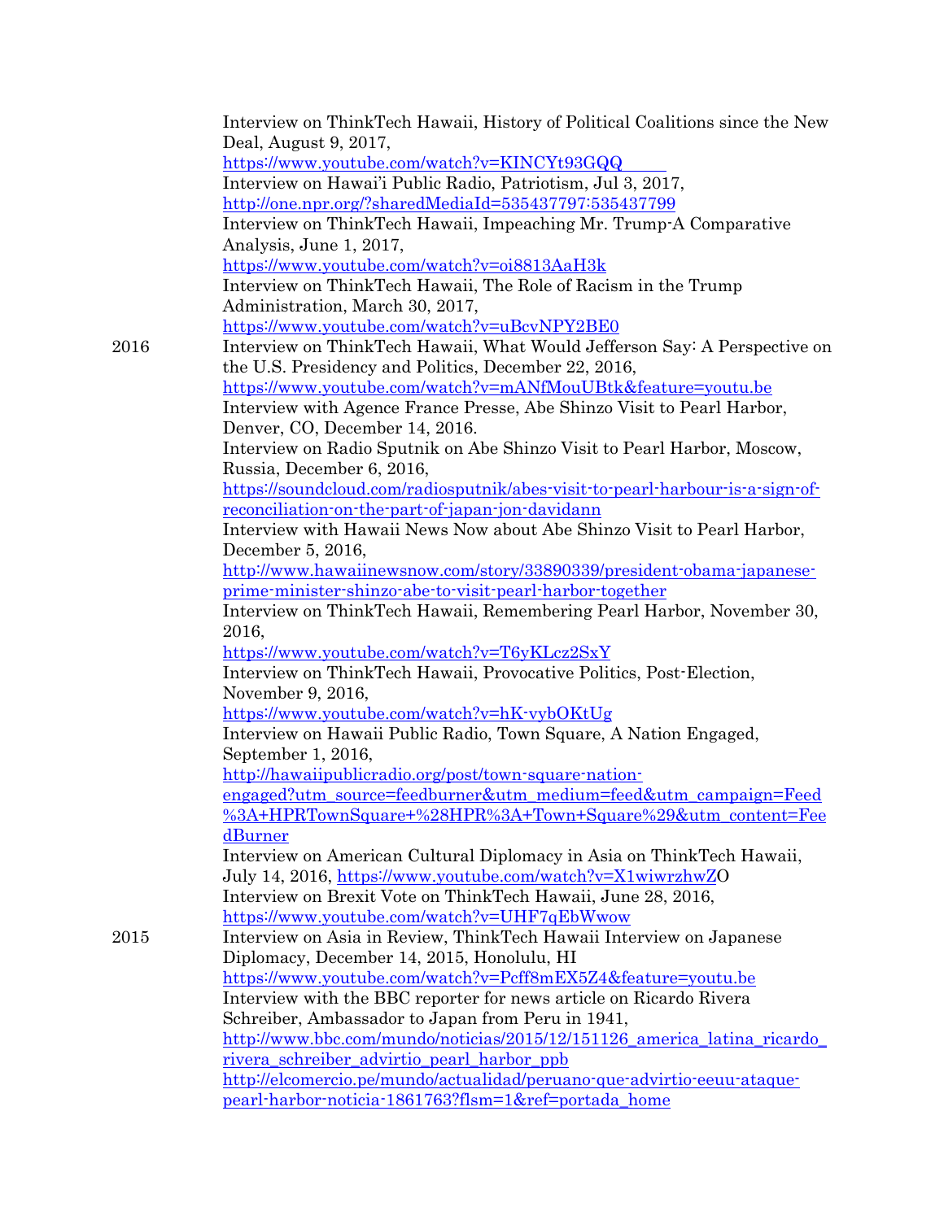Interview on ThinkTech Hawaii, History of Political Coalitions since the New Deal, August 9, 2017,
https://www.youtube.com/watch?v=KINCYt93GQQ

Interview on Hawai'i Public Radio, Patriotism, Jul 3, 2017,
http://one.npr.org/?sharedMediaId=535437797:535437799

Interview on ThinkTech Hawaii, Impeaching Mr. Trump-A Comparative Analysis, June 1, 2017,
https://www.youtube.com/watch?v=oi8813AaH3k

Interview on ThinkTech Hawaii, The Role of Racism in the Trump Administration, March 30, 2017,
https://www.youtube.com/watch?v=uBcvNPY2BE0

2016

Interview on ThinkTech Hawaii, What Would Jefferson Say: A Perspective on the U.S. Presidency and Politics, December 22, 2016,
https://www.youtube.com/watch?v=mANfMouUBtk&feature=youtu.be

Interview with Agence France Presse, Abe Shinzo Visit to Pearl Harbor, Denver, CO, December 14, 2016.

Interview on Radio Sputnik on Abe Shinzo Visit to Pearl Harbor, Moscow, Russia, December 6, 2016,
https://soundcloud.com/radiosputnik/abes-visit-to-pearl-harbour-is-a-sign-of-reconciliation-on-the-part-of-japan-jon-davidann

Interview with Hawaii News Now about Abe Shinzo Visit to Pearl Harbor, December 5, 2016,
http://www.hawaiinewsnow.com/story/33890339/president-obama-japanese-prime-minister-shinzo-abe-to-visit-pearl-harbor-together

Interview on ThinkTech Hawaii, Remembering Pearl Harbor, November 30, 2016,
https://www.youtube.com/watch?v=T6yKLcz2SxY

Interview on ThinkTech Hawaii, Provocative Politics, Post-Election, November 9, 2016,
https://www.youtube.com/watch?v=hK-vybOKtUg

Interview on Hawaii Public Radio, Town Square, A Nation Engaged, September 1, 2016,
http://hawaiipublicradio.org/post/town-square-nation-engaged?utm_source=feedburner&utm_medium=feed&utm_campaign=Feed%3A+HPRTownSquare+%28HPR%3A+Town+Square%29&utm_content=FeedBurner

Interview on American Cultural Diplomacy in Asia on ThinkTech Hawaii, July 14, 2016, https://www.youtube.com/watch?v=X1wiwrzhwZO

Interview on Brexit Vote on ThinkTech Hawaii, June 28, 2016,
https://www.youtube.com/watch?v=UHF7qEbWwow

2015

Interview on Asia in Review, ThinkTech Hawaii Interview on Japanese Diplomacy, December 14, 2015, Honolulu, HI
https://www.youtube.com/watch?v=Pcff8mEX5Z4&feature=youtu.be

Interview with the BBC reporter for news article on Ricardo Rivera Schreiber, Ambassador to Japan from Peru in 1941,
http://www.bbc.com/mundo/noticias/2015/12/151126_america_latina_ricardo_rivera_schreiber_advirtio_pearl_harbor_ppb
http://elcomercio.pe/mundo/actualidad/peruano-que-advirtio-eeuu-ataque-pearl-harbor-noticia-1861763?flsm=1&ref=portada_home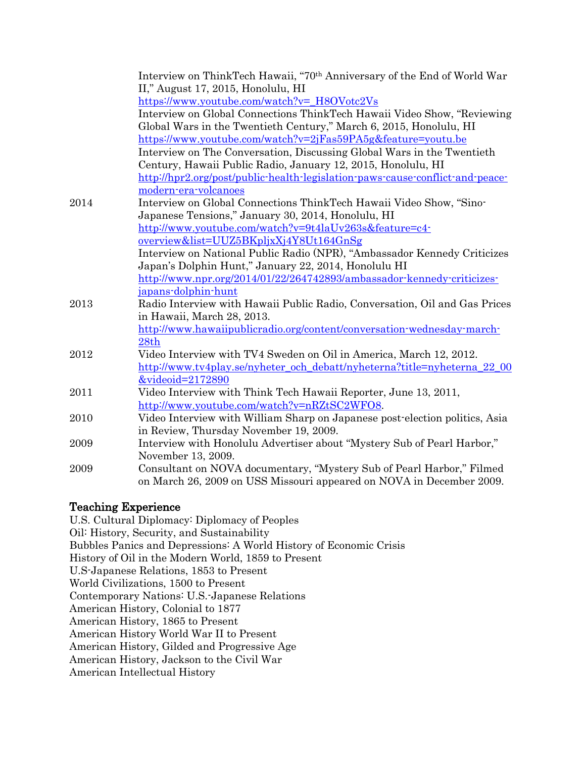| | |
|---|---|
| | Interview on ThinkTech Hawaii, "70th Anniversary of the End of World War II," August 17, 2015, Honolulu, HI https://www.youtube.com/watch?v=_H8OVotc2Vs |
| | Interview on Global Connections ThinkTech Hawaii Video Show, "Reviewing Global Wars in the Twentieth Century," March 6, 2015, Honolulu, HI https://www.youtube.com/watch?v=2jFas59PA5g&feature=youtu.be |
| | Interview on The Conversation, Discussing Global Wars in the Twentieth Century, Hawaii Public Radio, January 12, 2015, Honolulu, HI http://hpr2.org/post/public-health-legislation-paws-cause-conflict-and-peace-modern-era-volcanoes |
| 2014 | Interview on Global Connections ThinkTech Hawaii Video Show, "Sino-Japanese Tensions," January 30, 2014, Honolulu, HI http://www.youtube.com/watch?v=9t4laUv263s&feature=c4-overview&list=UUZ5BKpljxXj4Y8Ut164GnSg |
| | Interview on National Public Radio (NPR), "Ambassador Kennedy Criticizes Japan's Dolphin Hunt," January 22, 2014, Honolulu HI http://www.npr.org/2014/01/22/264742893/ambassador-kennedy-criticizes-japans-dolphin-hunt |
| 2013 | Radio Interview with Hawaii Public Radio, Conversation, Oil and Gas Prices in Hawaii, March 28, 2013. http://www.hawaiipublicradio.org/content/conversation-wednesday-march-28th |
| 2012 | Video Interview with TV4 Sweden on Oil in America, March 12, 2012. http://www.tv4play.se/nyheter_och_debatt/nyheterna?title=nyheterna_22_00&videoid=2172890 |
| 2011 | Video Interview with Think Tech Hawaii Reporter, June 13, 2011, http://www.youtube.com/watch?v=nRZtSC2WFO8. |
| 2010 | Video Interview with William Sharp on Japanese post-election politics, Asia in Review, Thursday November 19, 2009. |
| 2009 | Interview with Honolulu Advertiser about "Mystery Sub of Pearl Harbor," November 13, 2009. |
| 2009 | Consultant on NOVA documentary, "Mystery Sub of Pearl Harbor," Filmed on March 26, 2009 on USS Missouri appeared on NOVA in December 2009. |

## Teaching Experience

U.S. Cultural Diplomacy: Diplomacy of Peoples
Oil: History, Security, and Sustainability
Bubbles Panics and Depressions: A World History of Economic Crisis
History of Oil in the Modern World, 1859 to Present
U.S-Japanese Relations, 1853 to Present
World Civilizations, 1500 to Present
Contemporary Nations: U.S.-Japanese Relations
American History, Colonial to 1877
American History, 1865 to Present
American History World War II to Present
American History, Gilded and Progressive Age
American History, Jackson to the Civil War
American Intellectual History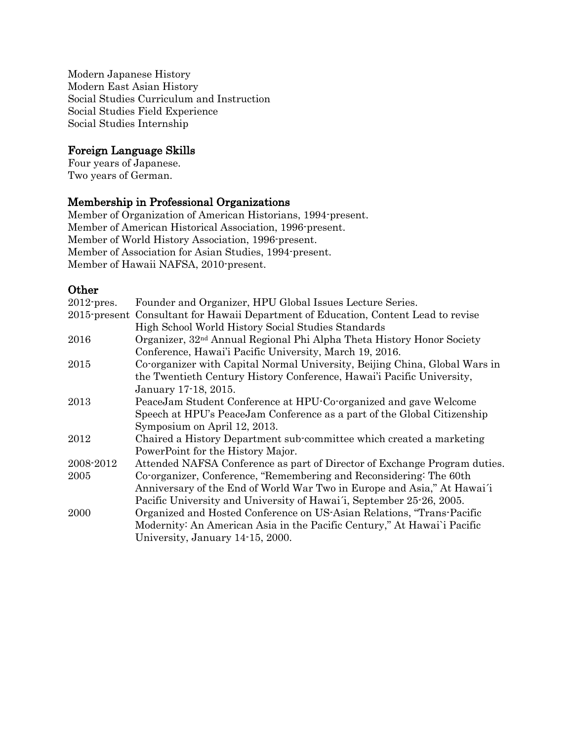Modern Japanese History
Modern East Asian History
Social Studies Curriculum and Instruction
Social Studies Field Experience
Social Studies Internship

## Foreign Language Skills

Four years of Japanese.
Two years of German.

## Membership in Professional Organizations

Member of Organization of American Historians, 1994-present.
Member of American Historical Association, 1996-present.
Member of World History Association, 1996-present.
Member of Association for Asian Studies, 1994-present.
Member of Hawaii NAFSA, 2010-present.

## Other

| | |
|---|---|
| 2012-pres. | Founder and Organizer, HPU Global Issues Lecture Series. |
| 2015-present | Consultant for Hawaii Department of Education, Content Lead to revise High School World History Social Studies Standards |
| 2016 | Organizer, 32nd Annual Regional Phi Alpha Theta History Honor Society Conference, Hawai'i Pacific University, March 19, 2016. |
| 2015 | Co-organizer with Capital Normal University, Beijing China, Global Wars in the Twentieth Century History Conference, Hawai'i Pacific University, January 17-18, 2015. |
| 2013 | PeaceJam Student Conference at HPU-Co-organized and gave Welcome Speech at HPU's PeaceJam Conference as a part of the Global Citizenship Symposium on April 12, 2013. |
| 2012 | Chaired a History Department sub-committee which created a marketing PowerPoint for the History Major. |
| 2008-2012 | Attended NAFSA Conference as part of Director of Exchange Program duties. |
| 2005 | Co-organizer, Conference, "Remembering and Reconsidering: The 60th Anniversary of the End of World War Two in Europe and Asia," At Hawai´i Pacific University and University of Hawai´i, September 25-26, 2005. |
| 2000 | Organized and Hosted Conference on US-Asian Relations, "Trans-Pacific Modernity: An American Asia in the Pacific Century," At Hawai`i Pacific University, January 14-15, 2000. |